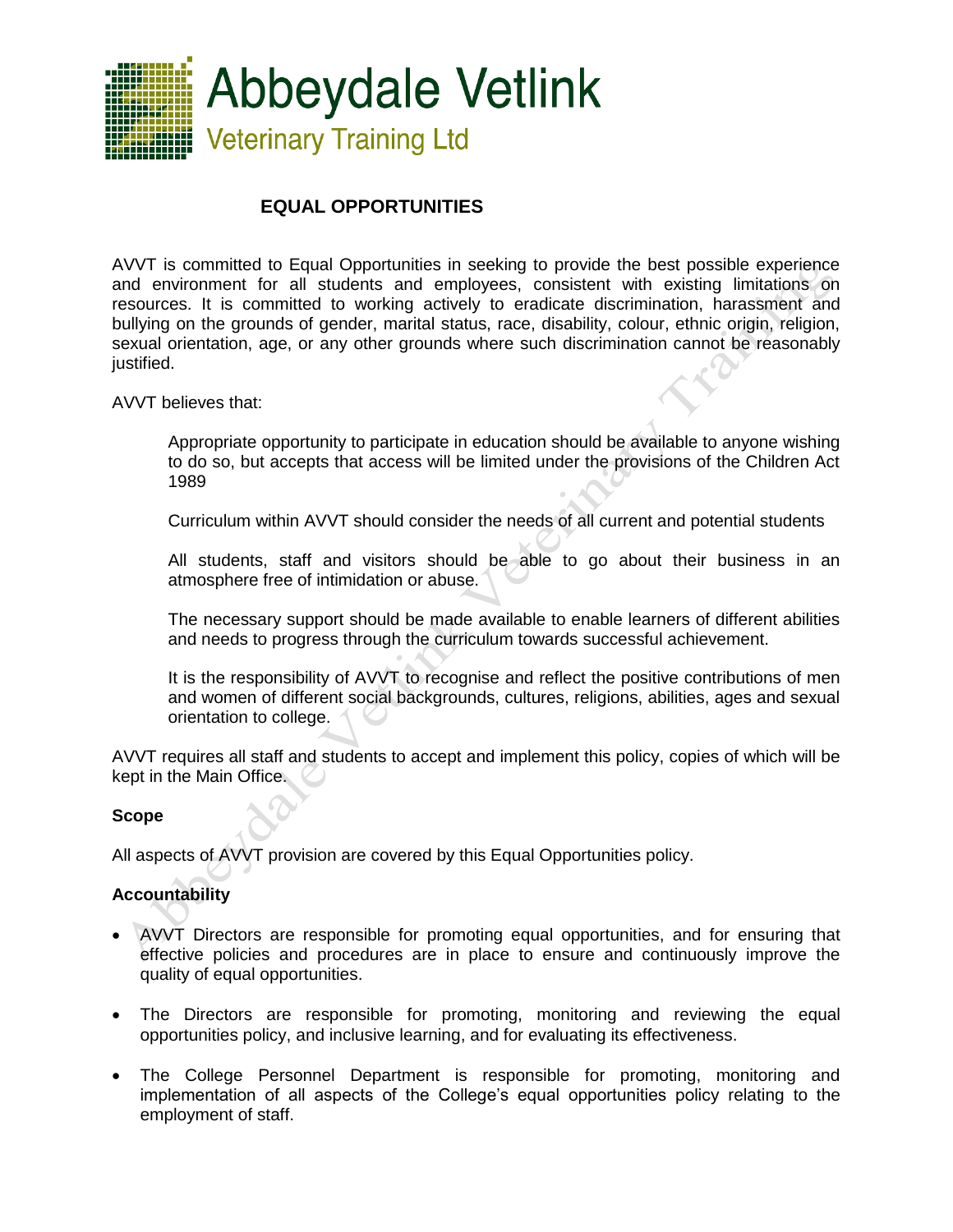Abbeydale Vetlink
Veterinary Training Ltd

# EQUAL OPPORTUNITIES

AVVT is committed to Equal Opportunities in seeking to provide the best possible experience and environment for all students and employees, consistent with existing limitations on resources. It is committed to working actively to eradicate discrimination, harassment and bullying on the grounds of gender, marital status, race, disability, colour, ethnic origin, religion, sexual orientation, age, or any other grounds where such discrimination cannot be reasonably justified.

AVVT believes that:

> Appropriate opportunity to participate in education should be available to anyone wishing to do so, but accepts that access will be limited under the provisions of the Children Act 1989
>
> Curriculum within AVVT should consider the needs of all current and potential students
>
> All students, staff and visitors should be able to go about their business in an atmosphere free of intimidation or abuse.
>
> The necessary support should be made available to enable learners of different abilities and needs to progress through the curriculum towards successful achievement.
>
> It is the responsibility of AVVT to recognise and reflect the positive contributions of men and women of different social backgrounds, cultures, religions, abilities, ages and sexual orientation to college.

AVVT requires all staff and students to accept and implement this policy, copies of which will be kept in the Main Office.

**Scope**

All aspects of AVVT provision are covered by this Equal Opportunities policy.

**Accountability**

- AVVT Directors are responsible for promoting equal opportunities, and for ensuring that effective policies and procedures are in place to ensure and continuously improve the quality of equal opportunities.
- The Directors are responsible for promoting, monitoring and reviewing the equal opportunities policy, and inclusive learning, and for evaluating its effectiveness.
- The College Personnel Department is responsible for promoting, monitoring and implementation of all aspects of the College's equal opportunities policy relating to the employment of staff.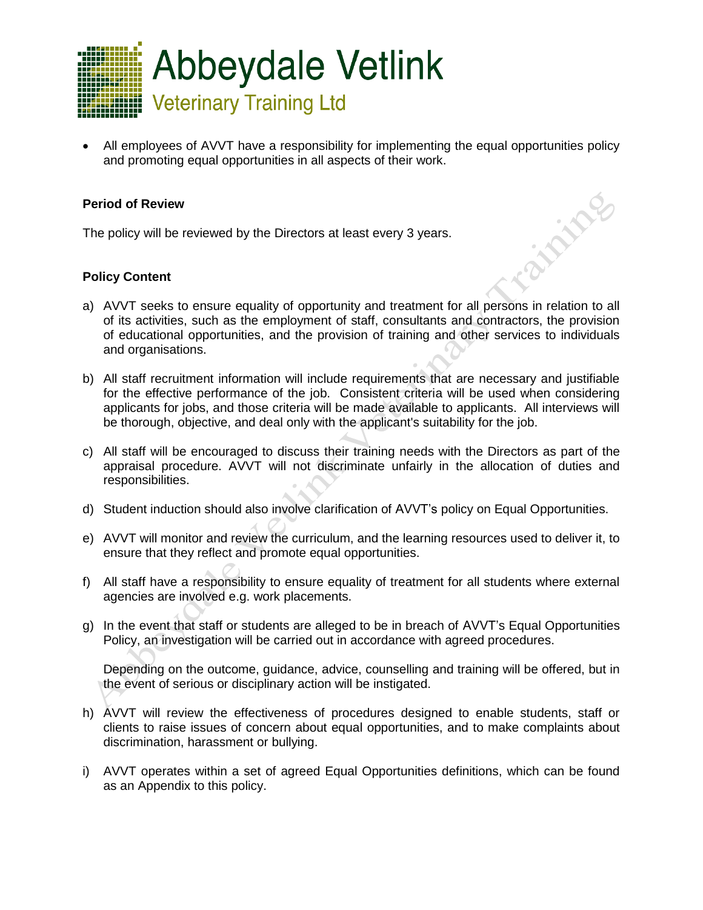- All employees of AVVT have a responsibility for implementing the equal opportunities policy and promoting equal opportunities in all aspects of their work.

**Period of Review**

The policy will be reviewed by the Directors at least every 3 years.

**Policy Content**

a) AVVT seeks to ensure equality of opportunity and treatment for all persons in relation to all of its activities, such as the employment of staff, consultants and contractors, the provision of educational opportunities, and the provision of training and other services to individuals and organisations.

b) All staff recruitment information will include requirements that are necessary and justifiable for the effective performance of the job. Consistent criteria will be used when considering applicants for jobs, and those criteria will be made available to applicants. All interviews will be thorough, objective, and deal only with the applicant's suitability for the job.

c) All staff will be encouraged to discuss their training needs with the Directors as part of the appraisal procedure. AVVT will not discriminate unfairly in the allocation of duties and responsibilities.

d) Student induction should also involve clarification of AVVT's policy on Equal Opportunities.

e) AVVT will monitor and review the curriculum, and the learning resources used to deliver it, to ensure that they reflect and promote equal opportunities.

f) All staff have a responsibility to ensure equality of treatment for all students where external agencies are involved e.g. work placements.

g) In the event that staff or students are alleged to be in breach of AVVT's Equal Opportunities Policy, an investigation will be carried out in accordance with agreed procedures.

   Depending on the outcome, guidance, advice, counselling and training will be offered, but in the event of serious or disciplinary action will be instigated.

h) AVVT will review the effectiveness of procedures designed to enable students, staff or clients to raise issues of concern about equal opportunities, and to make complaints about discrimination, harassment or bullying.

i) AVVT operates within a set of agreed Equal Opportunities definitions, which can be found as an Appendix to this policy.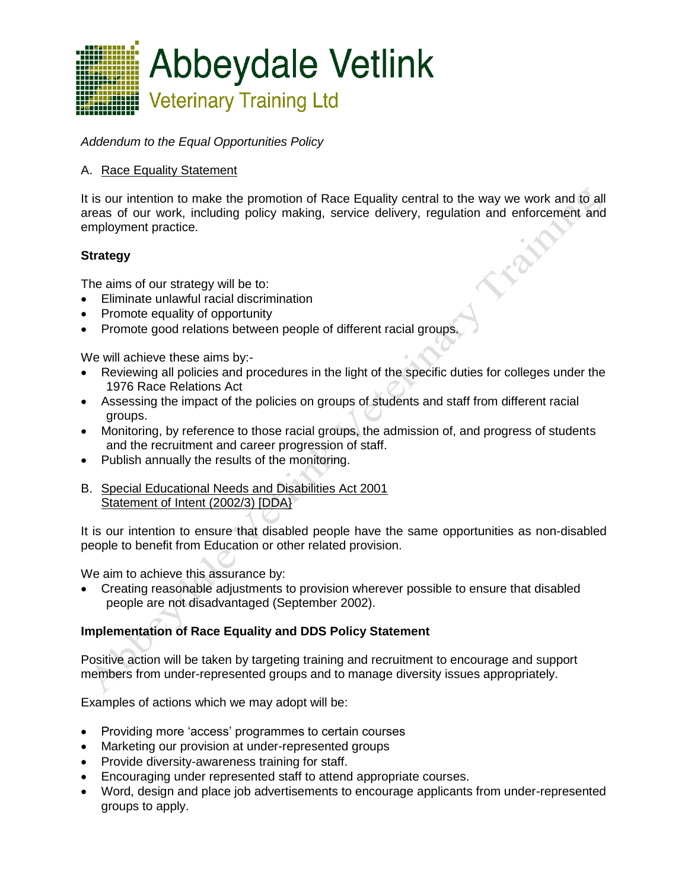# Abbeydale Vetlink
## Veterinary Training Ltd

*Addendum to the Equal Opportunities Policy*

A. Race Equality Statement

It is our intention to make the promotion of Race Equality central to the way we work and to all areas of our work, including policy making, service delivery, regulation and enforcement and employment practice.

**Strategy**

The aims of our strategy will be to:

- Eliminate unlawful racial discrimination
- Promote equality of opportunity
- Promote good relations between people of different racial groups.

We will achieve these aims by:-

- Reviewing all policies and procedures in the light of the specific duties for colleges under the 1976 Race Relations Act
- Assessing the impact of the policies on groups of students and staff from different racial groups.
- Monitoring, by reference to those racial groups, the admission of, and progress of students and the recruitment and career progression of staff.
- Publish annually the results of the monitoring.

B. Special Educational Needs and Disabilities Act 2001
Statement of Intent (2002/3) [DDA}

It is our intention to ensure that disabled people have the same opportunities as non-disabled people to benefit from Education or other related provision.

We aim to achieve this assurance by:

- Creating reasonable adjustments to provision wherever possible to ensure that disabled people are not disadvantaged (September 2002).

**Implementation of Race Equality and DDS Policy Statement**

Positive action will be taken by targeting training and recruitment to encourage and support members from under-represented groups and to manage diversity issues appropriately.

Examples of actions which we may adopt will be:

- Providing more 'access' programmes to certain courses
- Marketing our provision at under-represented groups
- Provide diversity-awareness training for staff.
- Encouraging under represented staff to attend appropriate courses.
- Word, design and place job advertisements to encourage applicants from under-represented groups to apply.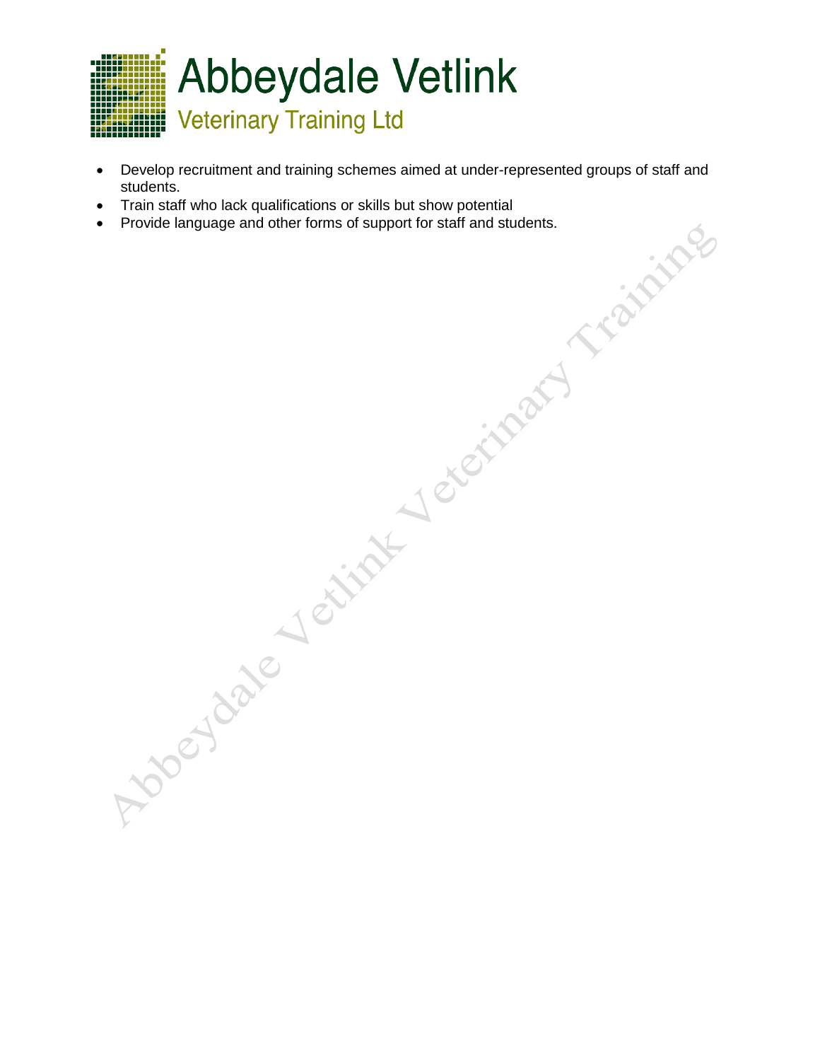- Develop recruitment and training schemes aimed at under-represented groups of staff and students.
- Train staff who lack qualifications or skills but show potential
- Provide language and other forms of support for staff and students.